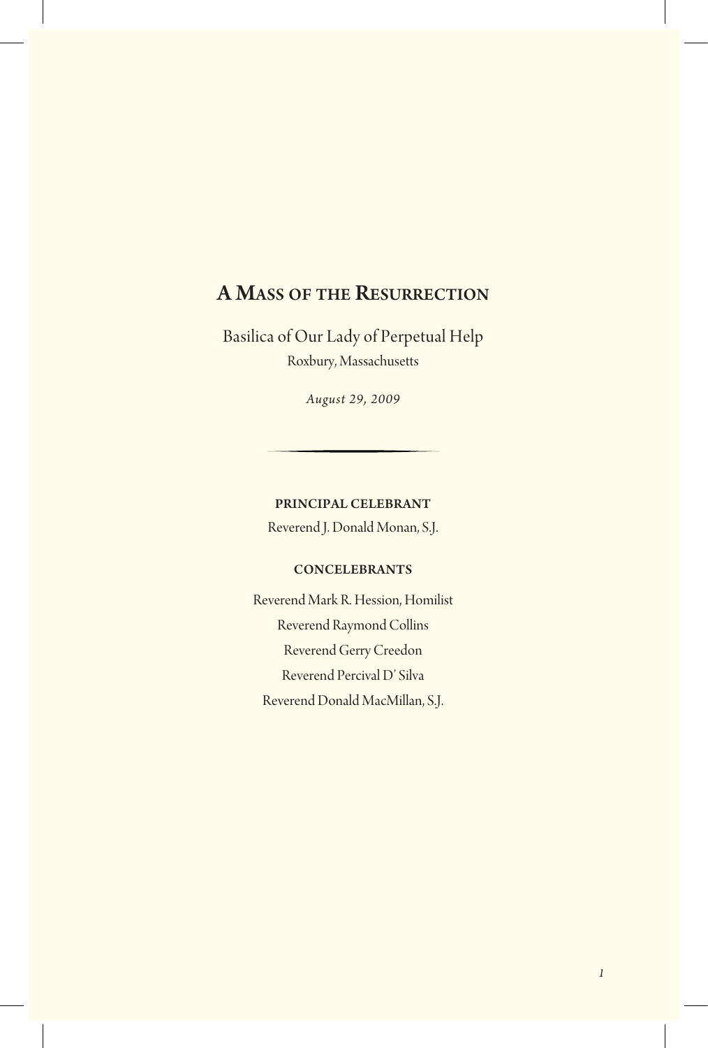# A Mass of the Resurrection

Basilica of Our Lady of Perpetual Help

Roxbury, Massachusetts

*August 29, 2009*

---

**PRINCIPAL CELEBRANT**

Reverend J. Donald Monan, S.J.

**CONCELEBRANTS**

Reverend Mark R. Hession, Homilist

Reverend Raymond Collins

Reverend Gerry Creedon

Reverend Percival D' Silva

Reverend Donald MacMillan, S.J.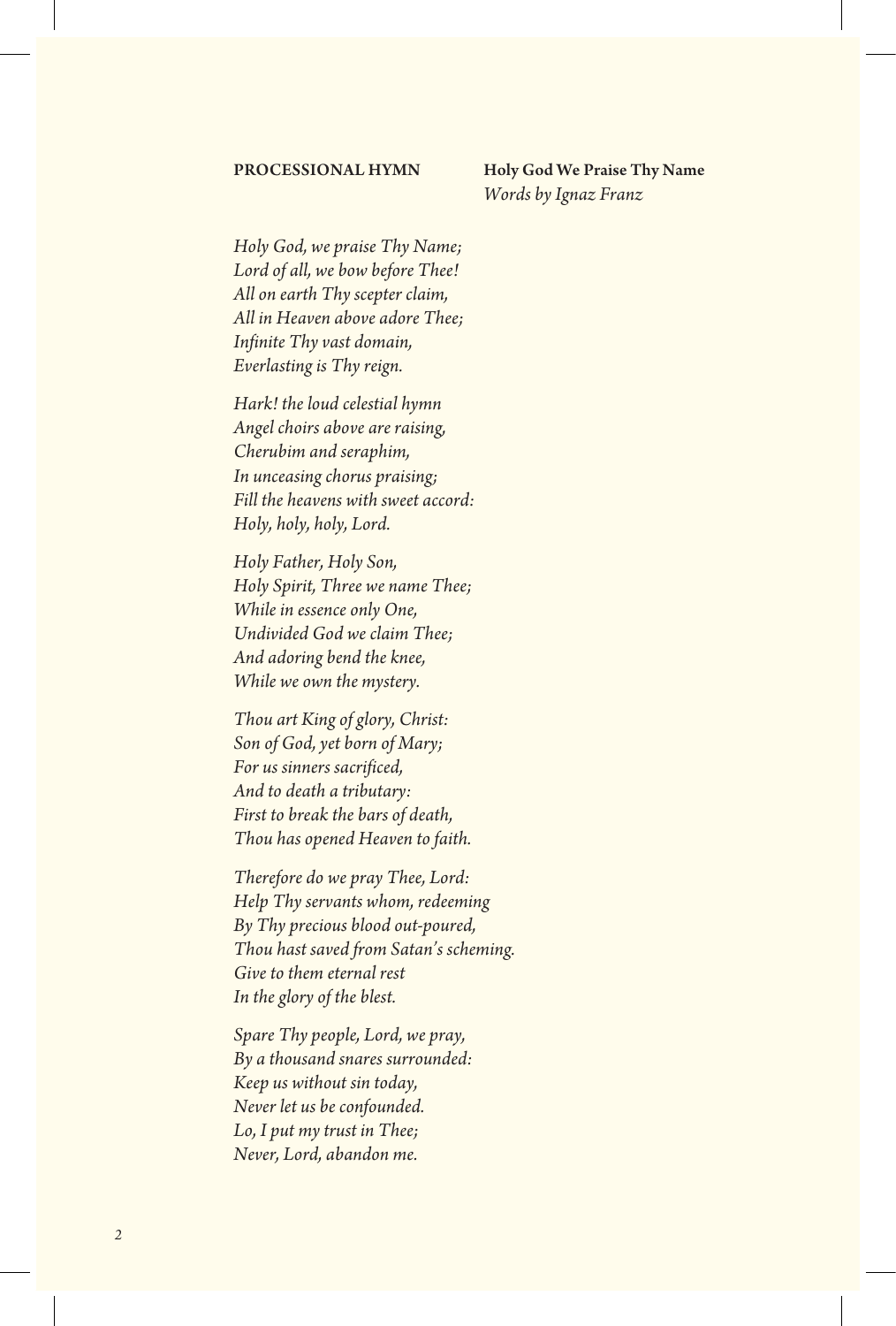**PROCESSIONAL HYMN** **Holy God We Praise Thy Name**
*Words by Ignaz Franz*

*Holy God, we praise Thy Name;*
*Lord of all, we bow before Thee!*
*All on earth Thy scepter claim,*
*All in Heaven above adore Thee;*
*Infinite Thy vast domain,*
*Everlasting is Thy reign.*

*Hark! the loud celestial hymn*
*Angel choirs above are raising,*
*Cherubim and seraphim,*
*In unceasing chorus praising;*
*Fill the heavens with sweet accord:*
*Holy, holy, holy, Lord.*

*Holy Father, Holy Son,*
*Holy Spirit, Three we name Thee;*
*While in essence only One,*
*Undivided God we claim Thee;*
*And adoring bend the knee,*
*While we own the mystery.*

*Thou art King of glory, Christ:*
*Son of God, yet born of Mary;*
*For us sinners sacrificed,*
*And to death a tributary:*
*First to break the bars of death,*
*Thou has opened Heaven to faith.*

*Therefore do we pray Thee, Lord:*
*Help Thy servants whom, redeeming*
*By Thy precious blood out-poured,*
*Thou hast saved from Satan's scheming.*
*Give to them eternal rest*
*In the glory of the blest.*

*Spare Thy people, Lord, we pray,*
*By a thousand snares surrounded:*
*Keep us without sin today,*
*Never let us be confounded.*
*Lo, I put my trust in Thee;*
*Never, Lord, abandon me.*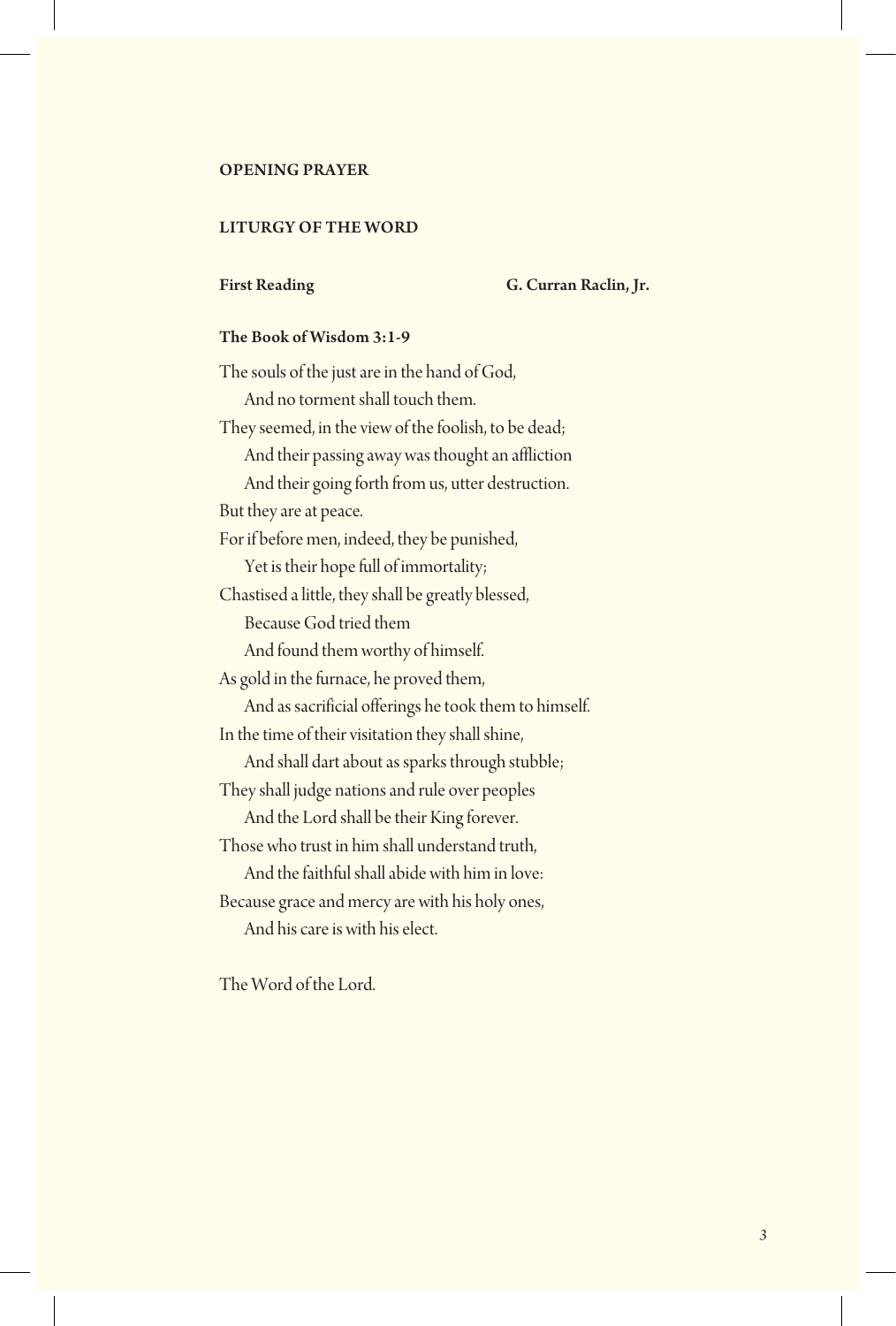## OPENING PRAYER

## LITURGY OF THE WORD

**First Reading** **G. Curran Raclin, Jr.**

**The Book of Wisdom 3:1-9**

The souls of the just are in the hand of God,
  And no torment shall touch them.
They seemed, in the view of the foolish, to be dead;
  And their passing away was thought an affliction
  And their going forth from us, utter destruction.
But they are at peace.
For if before men, indeed, they be punished,
  Yet is their hope full of immortality;
Chastised a little, they shall be greatly blessed,
  Because God tried them
  And found them worthy of himself.
As gold in the furnace, he proved them,
  And as sacrificial offerings he took them to himself.
In the time of their visitation they shall shine,
  And shall dart about as sparks through stubble;
They shall judge nations and rule over peoples
  And the Lord shall be their King forever.
Those who trust in him shall understand truth,
  And the faithful shall abide with him in love:
Because grace and mercy are with his holy ones,
  And his care is with his elect.

The Word of the Lord.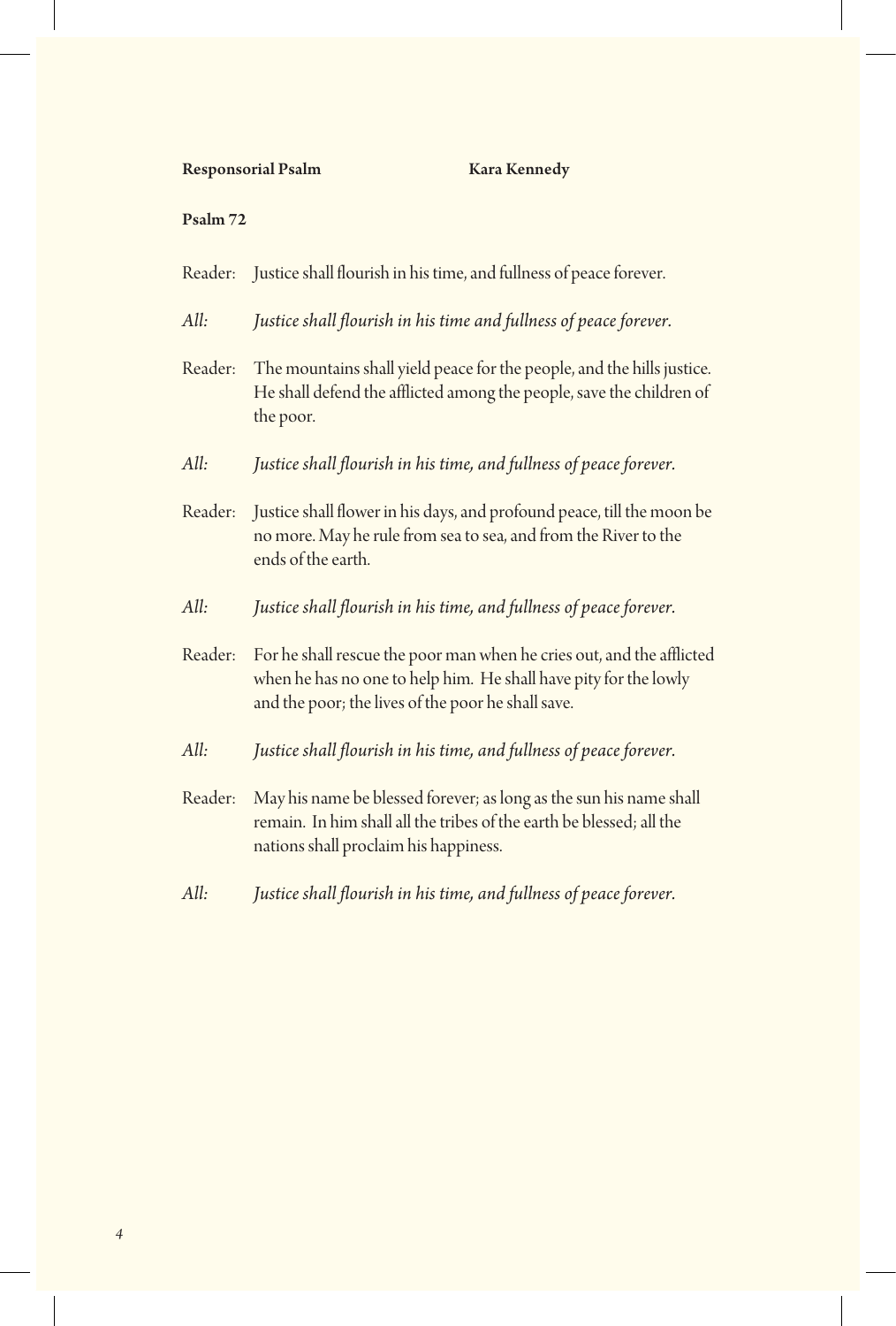**Responsorial Psalm** **Kara Kennedy**

**Psalm 72**

Reader: Justice shall flourish in his time, and fullness of peace forever.

*All: Justice shall flourish in his time and fullness of peace forever.*

Reader: The mountains shall yield peace for the people, and the hills justice. He shall defend the afflicted among the people, save the children of the poor.

*All: Justice shall flourish in his time, and fullness of peace forever.*

Reader: Justice shall flower in his days, and profound peace, till the moon be no more. May he rule from sea to sea, and from the River to the ends of the earth.

*All: Justice shall flourish in his time, and fullness of peace forever.*

Reader: For he shall rescue the poor man when he cries out, and the afflicted when he has no one to help him. He shall have pity for the lowly and the poor; the lives of the poor he shall save.

*All: Justice shall flourish in his time, and fullness of peace forever.*

Reader: May his name be blessed forever; as long as the sun his name shall remain. In him shall all the tribes of the earth be blessed; all the nations shall proclaim his happiness.

*All: Justice shall flourish in his time, and fullness of peace forever.*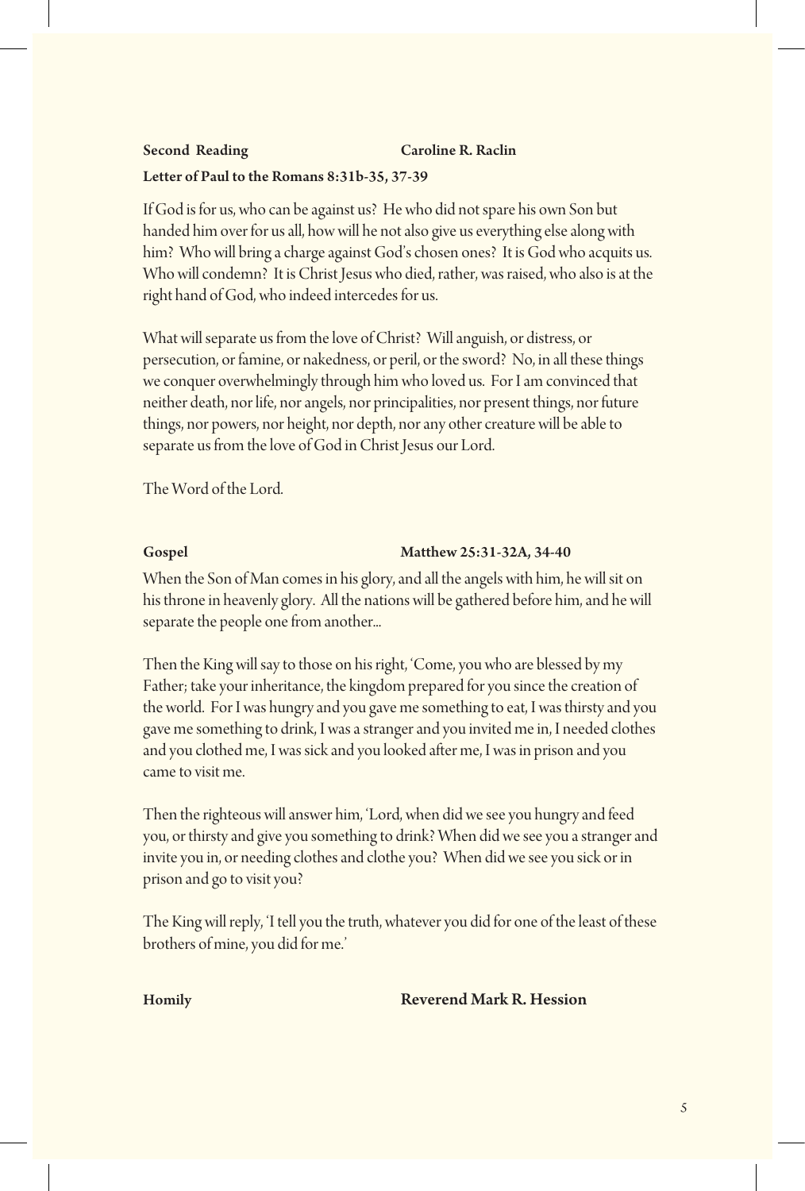**Second Reading** **Caroline R. Raclin**

**Letter of Paul to the Romans 8:31b-35, 37-39**

If God is for us, who can be against us? He who did not spare his own Son but handed him over for us all, how will he not also give us everything else along with him? Who will bring a charge against God's chosen ones? It is God who acquits us. Who will condemn? It is Christ Jesus who died, rather, was raised, who also is at the right hand of God, who indeed intercedes for us.

What will separate us from the love of Christ? Will anguish, or distress, or persecution, or famine, or nakedness, or peril, or the sword? No, in all these things we conquer overwhelmingly through him who loved us. For I am convinced that neither death, nor life, nor angels, nor principalities, nor present things, nor future things, nor powers, nor height, nor depth, nor any other creature will be able to separate us from the love of God in Christ Jesus our Lord.

The Word of the Lord.

**Gospel** **Matthew 25:31-32A, 34-40**

When the Son of Man comes in his glory, and all the angels with him, he will sit on his throne in heavenly glory. All the nations will be gathered before him, and he will separate the people one from another...

Then the King will say to those on his right, 'Come, you who are blessed by my Father; take your inheritance, the kingdom prepared for you since the creation of the world. For I was hungry and you gave me something to eat, I was thirsty and you gave me something to drink, I was a stranger and you invited me in, I needed clothes and you clothed me, I was sick and you looked after me, I was in prison and you came to visit me.

Then the righteous will answer him, 'Lord, when did we see you hungry and feed you, or thirsty and give you something to drink? When did we see you a stranger and invite you in, or needing clothes and clothe you? When did we see you sick or in prison and go to visit you?

The King will reply, 'I tell you the truth, whatever you did for one of the least of these brothers of mine, you did for me.'

**Homily** **Reverend Mark R. Hession**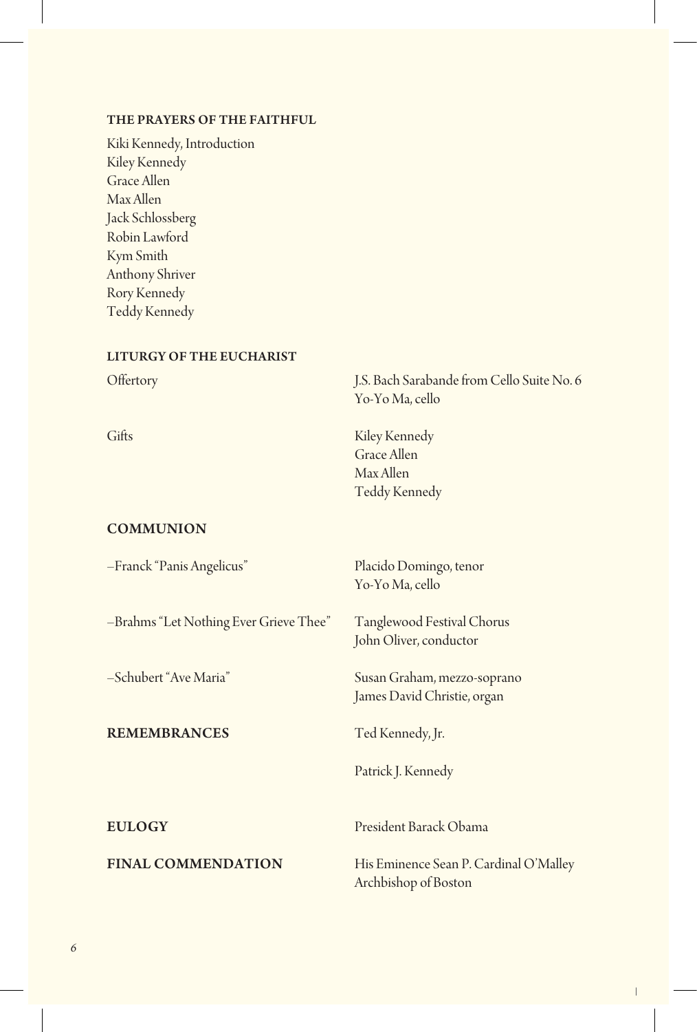### THE PRAYERS OF THE FAITHFUL

Kiki Kennedy, Introduction
Kiley Kennedy
Grace Allen
Max Allen
Jack Schlossberg
Robin Lawford
Kym Smith
Anthony Shriver
Rory Kennedy
Teddy Kennedy

### LITURGY OF THE EUCHARIST

Offertory — J.S. Bach Sarabande from Cello Suite No. 6
Yo-Yo Ma, cello

Gifts — Kiley Kennedy
Grace Allen
Max Allen
Teddy Kennedy

## COMMUNION

–Franck "Panis Angelicus" — Placido Domingo, tenor
Yo-Yo Ma, cello

–Brahms "Let Nothing Ever Grieve Thee" — Tanglewood Festival Chorus
John Oliver, conductor

–Schubert "Ave Maria" — Susan Graham, mezzo-soprano
James David Christie, organ

## REMEMBRANCES

Ted Kennedy, Jr.

Patrick J. Kennedy

## EULOGY

President Barack Obama

## FINAL COMMENDATION

His Eminence Sean P. Cardinal O'Malley
Archbishop of Boston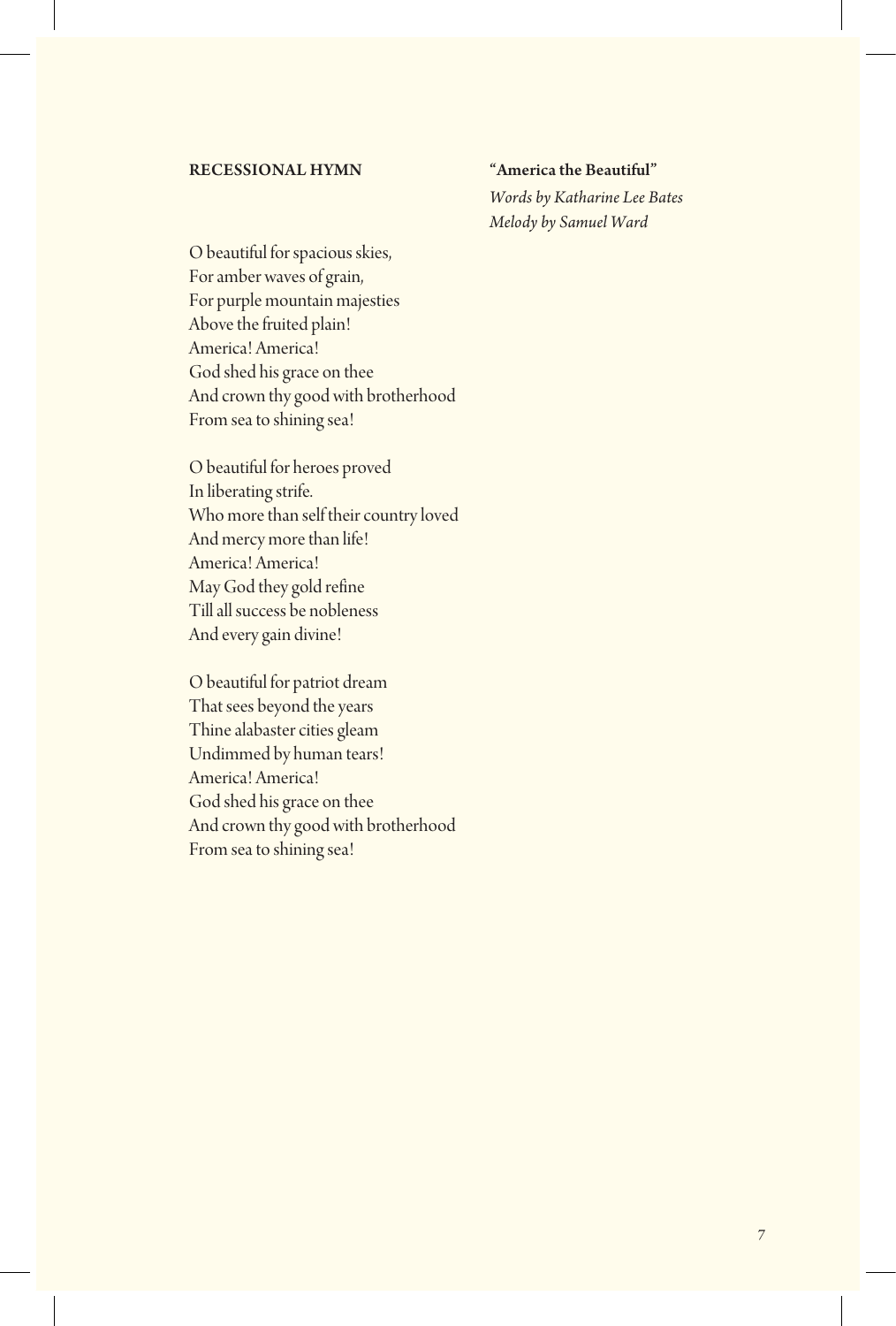**RECESSIONAL HYMN**

**"America the Beautiful"**
*Words by Katharine Lee Bates*
*Melody by Samuel Ward*

O beautiful for spacious skies,
For amber waves of grain,
For purple mountain majesties
Above the fruited plain!
America! America!
God shed his grace on thee
And crown thy good with brotherhood
From sea to shining sea!

O beautiful for heroes proved
In liberating strife.
Who more than self their country loved
And mercy more than life!
America! America!
May God they gold refine
Till all success be nobleness
And every gain divine!

O beautiful for patriot dream
That sees beyond the years
Thine alabaster cities gleam
Undimmed by human tears!
America! America!
God shed his grace on thee
And crown thy good with brotherhood
From sea to shining sea!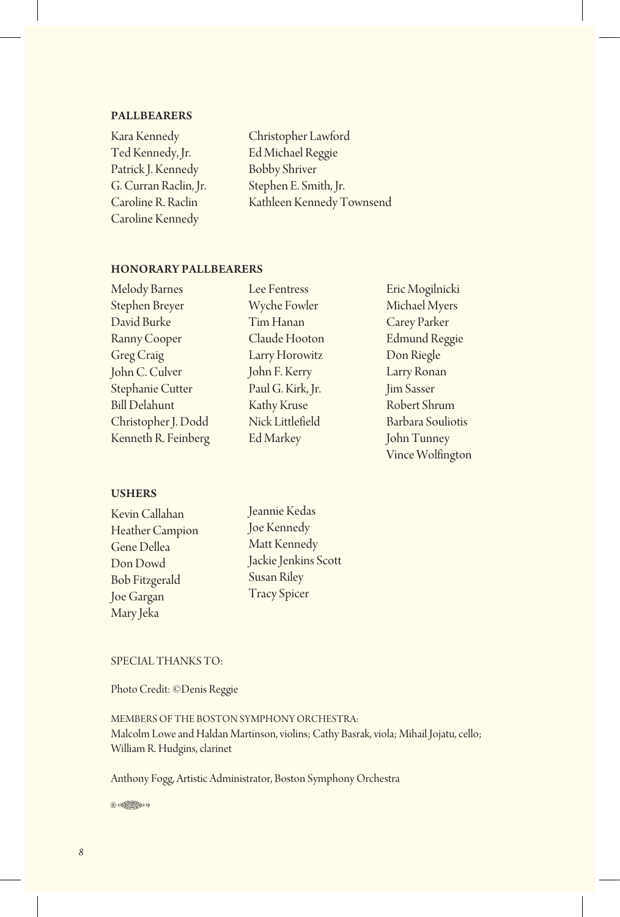## PALLBEARERS

Kara Kennedy
Ted Kennedy, Jr.
Patrick J. Kennedy
G. Curran Raclin, Jr.
Caroline R. Raclin
Caroline Kennedy
Christopher Lawford
Ed Michael Reggie
Bobby Shriver
Stephen E. Smith, Jr.
Kathleen Kennedy Townsend

## HONORARY PALLBEARERS

Melody Barnes
Stephen Breyer
David Burke
Ranny Cooper
Greg Craig
John C. Culver
Stephanie Cutter
Bill Delahunt
Christopher J. Dodd
Kenneth R. Feinberg
Lee Fentress
Wyche Fowler
Tim Hanan
Claude Hooton
Larry Horowitz
John F. Kerry
Paul G. Kirk, Jr.
Kathy Kruse
Nick Littlefield
Ed Markey
Eric Mogilnicki
Michael Myers
Carey Parker
Edmund Reggie
Don Riegle
Larry Ronan
Jim Sasser
Robert Shrum
Barbara Souliotis
John Tunney
Vince Wolfington

## USHERS

Kevin Callahan
Heather Campion
Gene Dellea
Don Dowd
Bob Fitzgerald
Joe Gargan
Mary Jeka
Jeannie Kedas
Joe Kennedy
Matt Kennedy
Jackie Jenkins Scott
Susan Riley
Tracy Spicer

SPECIAL THANKS TO:

Photo Credit: ©Denis Reggie

MEMBERS OF THE BOSTON SYMPHONY ORCHESTRA:
Malcolm Lowe and Haldan Martinson, violins; Cathy Basrak, viola; Mihail Jojatu, cello; William R. Hudgins, clarinet

Anthony Fogg, Artistic Administrator, Boston Symphony Orchestra